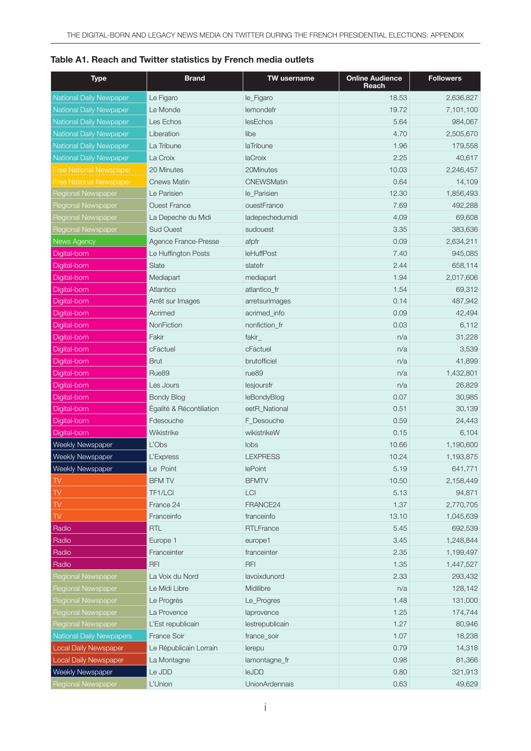**Table A1. Reach and Twitter statistics by French media outlets**

| Type | Brand | TW username | Online Audience Reach | Followers |
|---|---|---|---|---|
| National Daily Newpaper | Le Figaro | le_Figaro | 18.53 | 2,636,827 |
| National Daily Newpaper | Le Monde | lemondefr | 19.72 | 7,101,100 |
| National Daily Newpaper | Les Echos | lesEchos | 5.64 | 984,067 |
| National Daily Newpaper | Liberation | libe | 4.70 | 2,505,670 |
| National Daily Newpaper | La Tribune | laTribune | 1.96 | 179,558 |
| National Daily Newpaper | La Croix | laCroix | 2.25 | 40,617 |
| Free National Newspaper | 20 Minutes | 20Minutes | 10.03 | 2,246,457 |
| Free National Newspaper | Cnews Matin | CNEWSMatin | 0.64 | 14,109 |
| Regional Newspaper | Le Parisien | le_Parisien | 12.30 | 1,856,493 |
| Regional Newspaper | Ouest France | ouestFrance | 7.69 | 492,288 |
| Regional Newspaper | La Depeche du Midi | ladepechedumidi | 4.09 | 69,608 |
| Regional Newspaper | Sud Ouest | sudouest | 3.35 | 383,636 |
| News Agency | Agence France-Presse | afpfr | 0.09 | 2,634,211 |
| Digital-born | Le Huffington Posts | leHuffPost | 7.40 | 945,085 |
| Digital-born | Slate | slatefr | 2.44 | 658,114 |
| Digital-born | Mediapart | mediapart | 1.94 | 2,017,606 |
| Digital-born | Atlantico | atlantico_fr | 1.54 | 69,312 |
| Digital-born | Arrêt sur Images | arretsurimages | 0.14 | 487,942 |
| Digital-born | Acrimed | acrimed_info | 0.09 | 42,494 |
| Digital-born | NonFiction | nonfiction_fr | 0.03 | 6,112 |
| Digital-born | Fakir | fakir_ | n/a | 31,228 |
| Digital-born | cFactuel | cFactuel | n/a | 3,539 |
| Digital-born | Brut | brutofficiel | n/a | 41,899 |
| Digital-born | Rue89 | rue89 | n/a | 1,432,801 |
| Digital-born | Les Jours | lesjoursfr | n/a | 26,829 |
| Digital-born | Bondy Blog | leBondyBlog | 0.07 | 30,985 |
| Digital-born | Égalité & Récontiliation | eetR_National | 0.51 | 30,139 |
| Digital-born | Fdesouche | F_Desouche | 0.59 | 24,443 |
| Digital-born | Wikistrike | wikistrikeW | 0.15 | 6,104 |
| Weekly Newspaper | L'Obs | lobs | 10.66 | 1,190,600 |
| Weekly Newspaper | L'Express | LEXPRESS | 10.24 | 1,193,875 |
| Weekly Newspaper | Le Point | lePoint | 5.19 | 641,771 |
| TV | BFM TV | BFMTV | 10.50 | 2,158,449 |
| TV | TF1/LCI | LCI | 5.13 | 94,871 |
| TV | France 24 | FRANCE24 | 1.37 | 2,770,705 |
| TV | Franceinfo | franceinfo | 13.10 | 1,045,639 |
| Radio | RTL | RTLFrance | 5.45 | 692,539 |
| Radio | Europe 1 | europe1 | 3.45 | 1,248,844 |
| Radio | Franceinter | franceinter | 2.35 | 1,199,497 |
| Radio | RFI | RFI | 1.35 | 1,447,527 |
| Regional Newspaper | La Voix du Nord | lavoixdunord | 2.33 | 293,432 |
| Regional Newspaper | Le Midi Libre | Midilibre | n/a | 128,142 |
| Regional Newspaper | Le Progrès | Le_Progres | 1.48 | 131,000 |
| Regional Newspaper | La Provence | laprovence | 1.25 | 174,744 |
| Regional Newspaper | L'Est republicain | lestrepublicain | 1.27 | 80,946 |
| National Daily Newpapers | France Soir | france_soir | 1.07 | 18,238 |
| Local Daily Newspaper | Le Républicain Lorrain | lerepu | 0.79 | 14,318 |
| Local Daily Newspaper | La Montagne | lamontagne_fr | 0.98 | 81,366 |
| Weekly Newspaper | Le JDD | leJDD | 0.80 | 321,913 |
| Regional Newspaper | L'Union | UnionArdennais | 0.63 | 49,629 |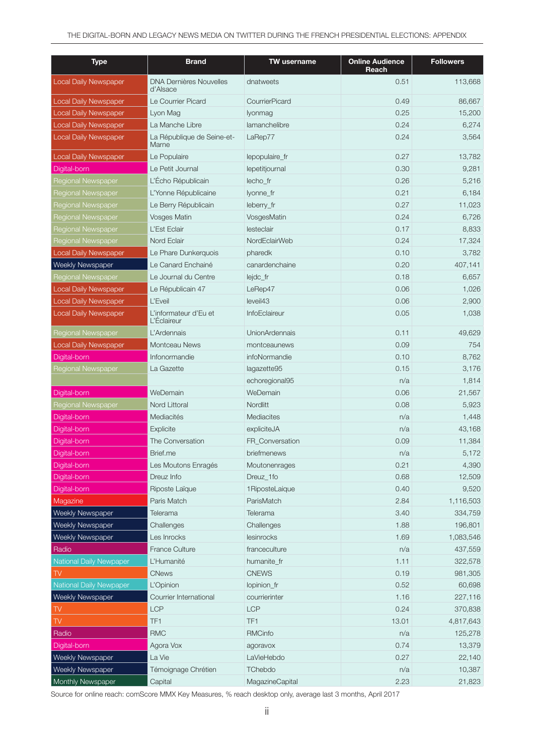| Type | Brand | TW username | Online Audience Reach | Followers |
|---|---|---|---|---|
| Local Daily Newspaper | DNA Dernières Nouvelles d'Alsace | dnatweets | 0.51 | 113,668 |
| Local Daily Newspaper | Le Courrier Picard | CourrierPicard | 0.49 | 86,667 |
| Local Daily Newspaper | Lyon Mag | lyonmag | 0.25 | 15,200 |
| Local Daily Newspaper | La Manche Libre | lamanchelibre | 0.24 | 6,274 |
| Local Daily Newspaper | La République de Seine-et-Marne | LaRep77 | 0.24 | 3,564 |
| Local Daily Newspaper | Le Populaire | lepopulaire_fr | 0.27 | 13,782 |
| Digital-born | Le Petit Journal | lepetitjournal | 0.30 | 9,281 |
| Regional Newspaper | L'Écho Républicain | lecho_fr | 0.26 | 5,216 |
| Regional Newspaper | L'Yonne Républicaine | lyonne_fr | 0.21 | 6,184 |
| Regional Newspaper | Le Berry Républicain | leberry_fr | 0.27 | 11,023 |
| Regional Newspaper | Vosges Matin | VosgesMatin | 0.24 | 6,726 |
| Regional Newspaper | L'Est Eclair | lesteclair | 0.17 | 8,833 |
| Regional Newspaper | Nord Eclair | NordEclairWeb | 0.24 | 17,324 |
| Local Daily Newspaper | Le Phare Dunkerquois | pharedk | 0.10 | 3,782 |
| Weekly Newspaper | Le Canard Enchainé | canardenchaine | 0.20 | 407,141 |
| Regional Newspaper | Le Journal du Centre | lejdc_fr | 0.18 | 6,657 |
| Local Daily Newspaper | Le Républicain 47 | LeRep47 | 0.06 | 1,026 |
| Local Daily Newspaper | L'Eveil | leveil43 | 0.06 | 2,900 |
| Local Daily Newspaper | L'informateur d'Eu et L'Éclaireur | InfoEclaireur | 0.05 | 1,038 |
| Regional Newspaper | L'Ardennais | UnionArdennais | 0.11 | 49,629 |
| Local Daily Newspaper | Montceau News | montceaunews | 0.09 | 754 |
| Digital-born | Infonormandie | infoNormandie | 0.10 | 8,762 |
| Regional Newspaper | La Gazette | lagazette95 | 0.15 | 3,176 |
| | | echoregional95 | n/a | 1,814 |
| Digital-born | WeDemain | WeDemain | 0.06 | 21,567 |
| Regional Newspaper | Nord Littoral | Nordlitt | 0.08 | 5,923 |
| Digital-born | Mediacités | Mediacites | n/a | 1,448 |
| Digital-born | Explicite | expliciteJA | n/a | 43,168 |
| Digital-born | The Conversation | FR_Conversation | 0.09 | 11,384 |
| Digital-born | Brief.me | briefmenews | n/a | 5,172 |
| Digital-born | Les Moutons Enragés | Moutonenrages | 0.21 | 4,390 |
| Digital-born | Dreuz Info | Dreuz_1fo | 0.68 | 12,509 |
| Digital-born | Riposte Laïque | 1RiposteLaique | 0.40 | 9,520 |
| Magazine | Paris Match | ParisMatch | 2.84 | 1,116,503 |
| Weekly Newspaper | Telerama | Telerama | 3.40 | 334,759 |
| Weekly Newspaper | Challenges | Challenges | 1.88 | 196,801 |
| Weekly Newspaper | Les Inrocks | lesinrocks | 1.69 | 1,083,546 |
| Radio | France Culture | franceculture | n/a | 437,559 |
| National Daily Newpaper | L'Humanité | humanite_fr | 1.11 | 322,578 |
| TV | CNews | CNEWS | 0.19 | 981,305 |
| National Daily Newpaper | L'Opinion | lopinion_fr | 0.52 | 60,698 |
| Weekly Newspaper | Courrier International | courrierinter | 1.16 | 227,116 |
| TV | LCP | LCP | 0.24 | 370,838 |
| TV | TF1 | TF1 | 13.01 | 4,817,643 |
| Radio | RMC | RMCInfo | n/a | 125,278 |
| Digital-born | Agora Vox | agoravox | 0.74 | 13,379 |
| Weekly Newspaper | La Vie | LaVieHebdo | 0.27 | 22,140 |
| Weekly Newspaper | Témoignage Chrétien | TChebdo | n/a | 10,387 |
| Monthly Newspaper | Capital | MagazineCapital | 2.23 | 21,823 |

Source for online reach: comScore MMX Key Measures, % reach desktop only, average last 3 months, April 2017